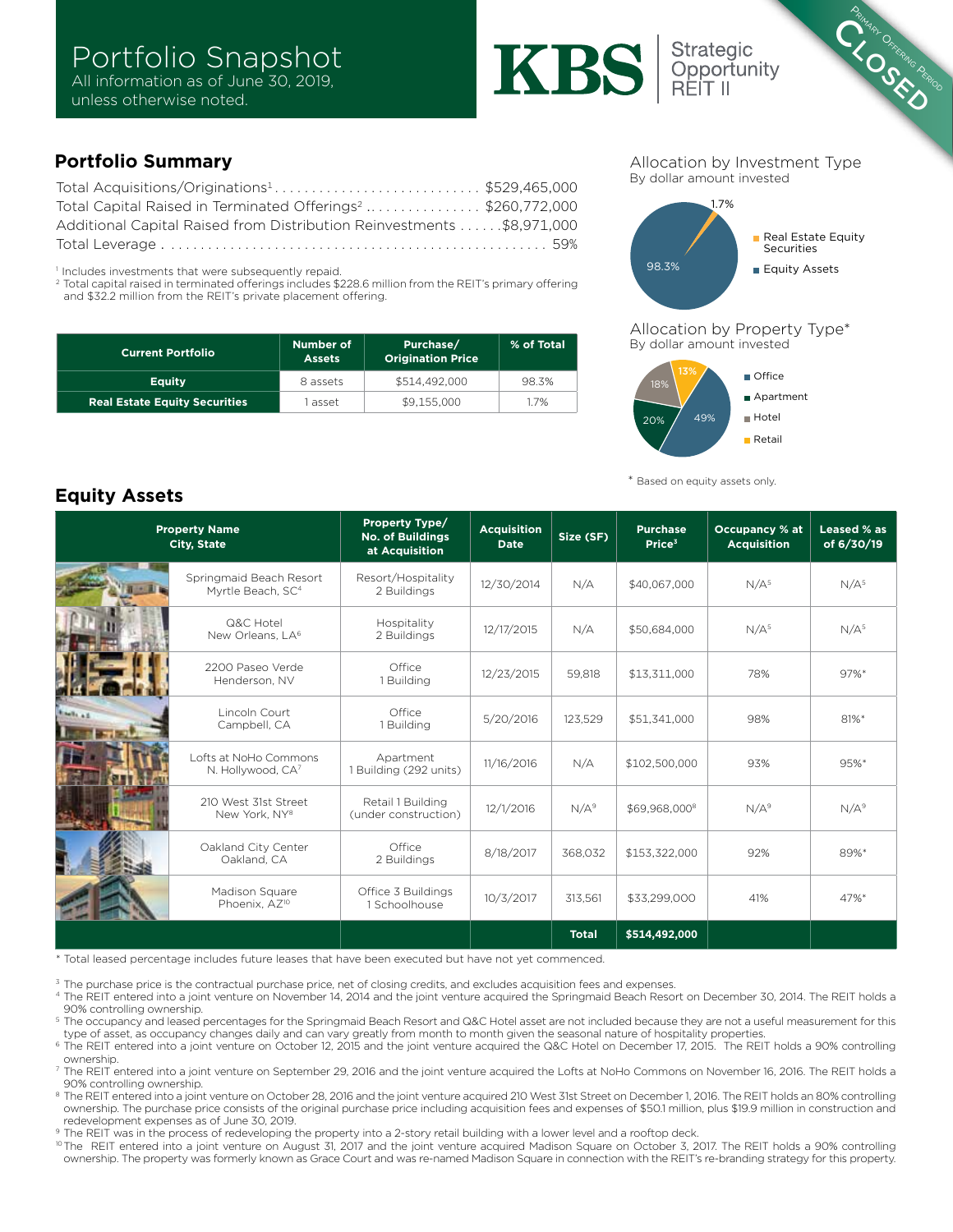# Portfolio Snapshot

All information as of June 30, 2019, unless otherwise noted.

KBS Strategic Opportunity REIT II

Primary Offering Period CLOSED

## Portfolio Summary

Total Acquisitions/Originations[1] .......... $529,465,000
Total Capital Raised in Terminated Offerings[2] .......... $260,772,000
Additional Capital Raised from Distribution Reinvestments .......... $8,971,000
Total Leverage .......... 59%

[1] Includes investments that were subsequently repaid.
[2] Total capital raised in terminated offerings includes $228.6 million from the REIT's primary offering and $32.2 million from the REIT's private placement offering.

| Current Portfolio | Number of Assets | Purchase/ Origination Price | % of Total |
|---|---|---|---|
| Equity | 8 assets | $514,492,000 | 98.3% |
| Real Estate Equity Securities | 1 asset | $9,155,000 | 1.7% |

### Allocation by Investment Type

By dollar amount invested

1.7%
98.3%
Real Estate Equity Securities
Equity Assets

### Allocation by Property Type*

By dollar amount invested

13%
18%
20%
49%
Office
Apartment
Hotel
Retail

* Based on equity assets only.

## Equity Assets

| Property Name City, State | Property Type/ No. of Buildings at Acquisition | Acquisition Date | Size (SF) | Purchase Price[3] | Occupancy % at Acquisition | Leased % as of 6/30/19 |
|---|---|---|---|---|---|---|
| Springmaid Beach Resort Myrtle Beach, SC[4] | Resort/Hospitality 2 Buildings | 12/30/2014 | N/A | $40,067,000 | N/A[5] | N/A[5] |
| Q&C Hotel New Orleans, LA[6] | Hospitality 2 Buildings | 12/17/2015 | N/A | $50,684,000 | N/A[5] | N/A[5] |
| 2200 Paseo Verde Henderson, NV | Office 1 Building | 12/23/2015 | 59,818 | $13,311,000 | 78% | 97%* |
| Lincoln Court Campbell, CA | Office 1 Building | 5/20/2016 | 123,529 | $51,341,000 | 98% | 81%* |
| Lofts at NoHo Commons N. Hollywood, CA[7] | Apartment 1 Building (292 units) | 11/16/2016 | N/A | $102,500,000 | 93% | 95%* |
| 210 West 31st Street New York, NY[8] | Retail 1 Building (under construction) | 12/1/2016 | N/A[9] | $69,968,000[8] | N/A[9] | N/A[9] |
| Oakland City Center Oakland, CA | Office 2 Buildings | 8/18/2017 | 368,032 | $153,322,000 | 92% | 89%* |
| Madison Square Phoenix, AZ[10] | Office 3 Buildings 1 Schoolhouse | 10/3/2017 | 313,561 | $33,299,000 | 41% | 47%* |
| | | | Total | $514,492,000 | | |

* Total leased percentage includes future leases that have been executed but have not yet commenced.

[3] The purchase price is the contractual purchase price, net of closing credits, and excludes acquisition fees and expenses.
[4] The REIT entered into a joint venture on November 14, 2014 and the joint venture acquired the Springmaid Beach Resort on December 30, 2014. The REIT holds a 90% controlling ownership.
[5] The occupancy and leased percentages for the Springmaid Beach Resort and Q&C Hotel asset are not included because they are not a useful measurement for this type of asset, as occupancy changes daily and can vary greatly from month to month given the seasonal nature of hospitality properties.
[6] The REIT entered into a joint venture on October 12, 2015 and the joint venture acquired the Q&C Hotel on December 17, 2015. The REIT holds a 90% controlling ownership.
[7] The REIT entered into a joint venture on September 29, 2016 and the joint venture acquired the Lofts at NoHo Commons on November 16, 2016. The REIT holds a 90% controlling ownership.
[8] The REIT entered into a joint venture on October 28, 2016 and the joint venture acquired 210 West 31st Street on December 1, 2016. The REIT holds an 80% controlling ownership. The purchase price consists of the original purchase price including acquisition fees and expenses of $50.1 million, plus $19.9 million in construction and redevelopment expenses as of June 30, 2019.
[9] The REIT was in the process of redeveloping the property into a 2-story retail building with a lower level and a rooftop deck.
[10] The REIT entered into a joint venture on August 31, 2017 and the joint venture acquired Madison Square on October 3, 2017. The REIT holds a 90% controlling ownership. The property was formerly known as Grace Court and was re-named Madison Square in connection with the REIT's re-branding strategy for this property.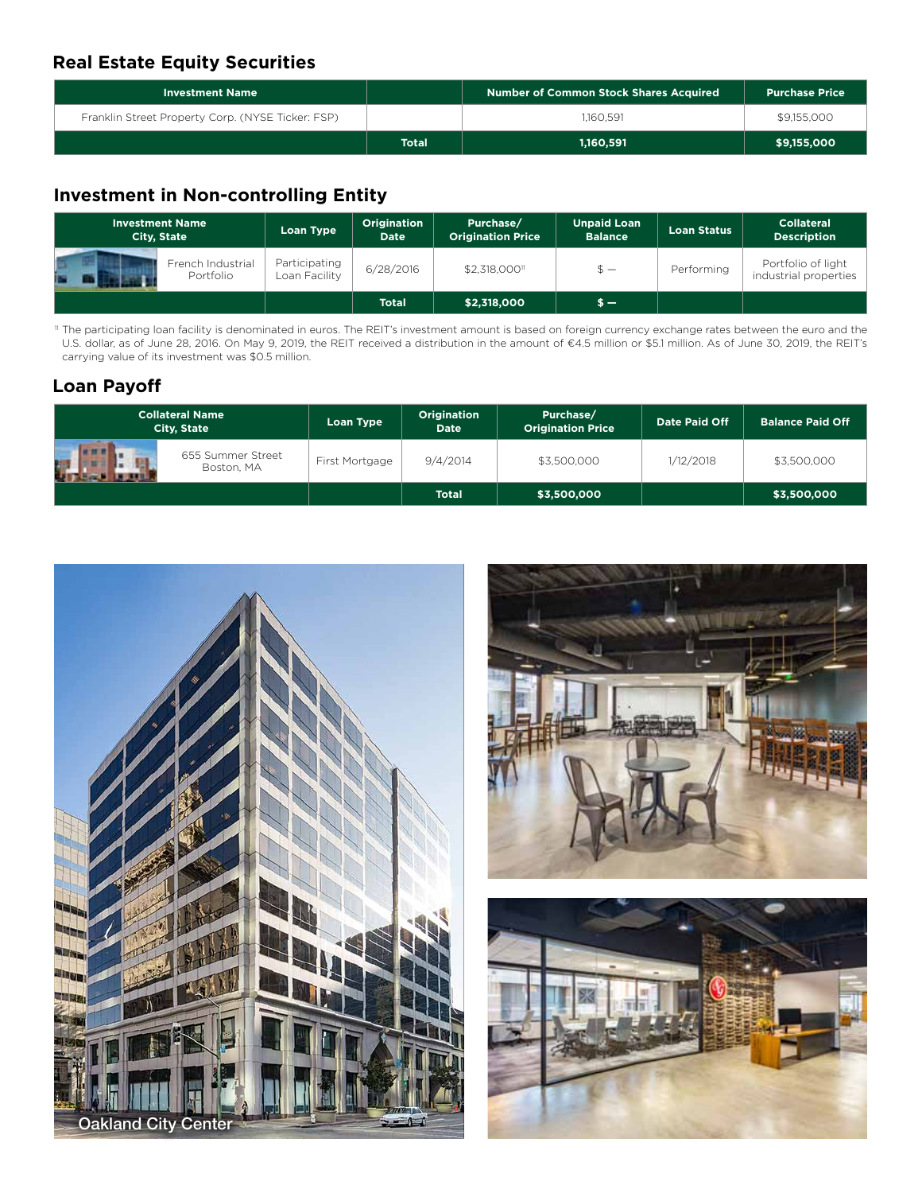## Real Estate Equity Securities

| Investment Name | | Number of Common Stock Shares Acquired | Purchase Price |
|---|---|---|---|
| Franklin Street Property Corp. (NYSE Ticker: FSP) | | 1,160,591 | $9,155,000 |
| | **Total** | **1,160,591** | **$9,155,000** |

## Investment in Non-controlling Entity

| Investment Name City, State | Loan Type | Origination Date | Purchase/ Origination Price | Unpaid Loan Balance | Loan Status | Collateral Description |
|---|---|---|---|---|---|---|
| French Industrial Portfolio | Participating Loan Facility | 6/28/2016 | $2,318,000[11] | $ — | Performing | Portfolio of light industrial properties |
| | | **Total** | **$2,318,000** | **$ —** | | |

[11] The participating loan facility is denominated in euros. The REIT's investment amount is based on foreign currency exchange rates between the euro and the U.S. dollar, as of June 28, 2016. On May 9, 2019, the REIT received a distribution in the amount of €4.5 million or $5.1 million. As of June 30, 2019, the REIT's carrying value of its investment was $0.5 million.

## Loan Payoff

| Collateral Name City, State | Loan Type | Origination Date | Purchase/ Origination Price | Date Paid Off | Balance Paid Off |
|---|---|---|---|---|---|
| 655 Summer Street Boston, MA | First Mortgage | 9/4/2014 | $3,500,000 | 1/12/2018 | $3,500,000 |
| | | **Total** | **$3,500,000** | | **$3,500,000** |

Oakland City Center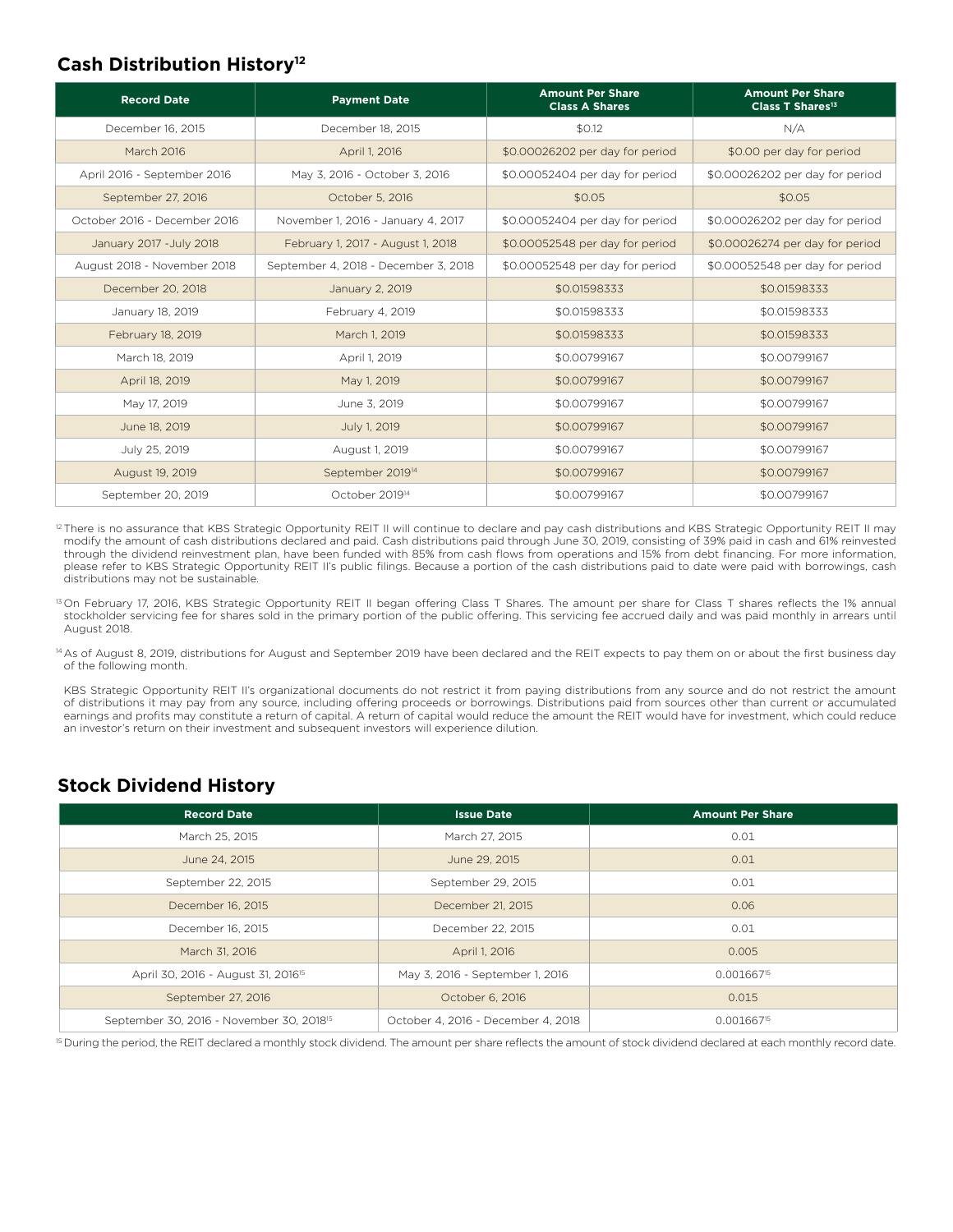## Cash Distribution History[12]

| Record Date | Payment Date | Amount Per Share Class A Shares | Amount Per Share Class T Shares[13] |
|---|---|---|---|
| December 16, 2015 | December 18, 2015 | $0.12 | N/A |
| March 2016 | April 1, 2016 | $0.00026202 per day for period | $0.00 per day for period |
| April 2016 - September 2016 | May 3, 2016 - October 3, 2016 | $0.00052404 per day for period | $0.00026202 per day for period |
| September 27, 2016 | October 5, 2016 | $0.05 | $0.05 |
| October 2016 - December 2016 | November 1, 2016 - January 4, 2017 | $0.00052404 per day for period | $0.00026202 per day for period |
| January 2017 -July 2018 | February 1, 2017 - August 1, 2018 | $0.00052548 per day for period | $0.00026274 per day for period |
| August 2018 - November 2018 | September 4, 2018 - December 3, 2018 | $0.00052548 per day for period | $0.00052548 per day for period |
| December 20, 2018 | January 2, 2019 | $0.01598333 | $0.01598333 |
| January 18, 2019 | February 4, 2019 | $0.01598333 | $0.01598333 |
| February 18, 2019 | March 1, 2019 | $0.01598333 | $0.01598333 |
| March 18, 2019 | April 1, 2019 | $0.00799167 | $0.00799167 |
| April 18, 2019 | May 1, 2019 | $0.00799167 | $0.00799167 |
| May 17, 2019 | June 3, 2019 | $0.00799167 | $0.00799167 |
| June 18, 2019 | July 1, 2019 | $0.00799167 | $0.00799167 |
| July 25, 2019 | August 1, 2019 | $0.00799167 | $0.00799167 |
| August 19, 2019 | September 2019[14] | $0.00799167 | $0.00799167 |
| September 20, 2019 | October 2019[14] | $0.00799167 | $0.00799167 |

[12] There is no assurance that KBS Strategic Opportunity REIT II will continue to declare and pay cash distributions and KBS Strategic Opportunity REIT II may modify the amount of cash distributions declared and paid. Cash distributions paid through June 30, 2019, consisting of 39% paid in cash and 61% reinvested through the dividend reinvestment plan, have been funded with 85% from cash flows from operations and 15% from debt financing. For more information, please refer to KBS Strategic Opportunity REIT II's public filings. Because a portion of the cash distributions paid to date were paid with borrowings, cash distributions may not be sustainable.

[13] On February 17, 2016, KBS Strategic Opportunity REIT II began offering Class T Shares. The amount per share for Class T shares reflects the 1% annual stockholder servicing fee for shares sold in the primary portion of the public offering. This servicing fee accrued daily and was paid monthly in arrears until August 2018.

[14] As of August 8, 2019, distributions for August and September 2019 have been declared and the REIT expects to pay them on or about the first business day of the following month.

KBS Strategic Opportunity REIT II's organizational documents do not restrict it from paying distributions from any source and do not restrict the amount of distributions it may pay from any source, including offering proceeds or borrowings. Distributions paid from sources other than current or accumulated earnings and profits may constitute a return of capital. A return of capital would reduce the amount the REIT would have for investment, which could reduce an investor's return on their investment and subsequent investors will experience dilution.

## Stock Dividend History

| Record Date | Issue Date | Amount Per Share |
|---|---|---|
| March 25, 2015 | March 27, 2015 | 0.01 |
| June 24, 2015 | June 29, 2015 | 0.01 |
| September 22, 2015 | September 29, 2015 | 0.01 |
| December 16, 2015 | December 21, 2015 | 0.06 |
| December 16, 2015 | December 22, 2015 | 0.01 |
| March 31, 2016 | April 1, 2016 | 0.005 |
| April 30, 2016 - August 31, 2016[15] | May 3, 2016 - September 1, 2016 | 0.001667[15] |
| September 27, 2016 | October 6, 2016 | 0.015 |
| September 30, 2016 - November 30, 2018[15] | October 4, 2016 - December 4, 2018 | 0.001667[15] |

[15] During the period, the REIT declared a monthly stock dividend. The amount per share reflects the amount of stock dividend declared at each monthly record date.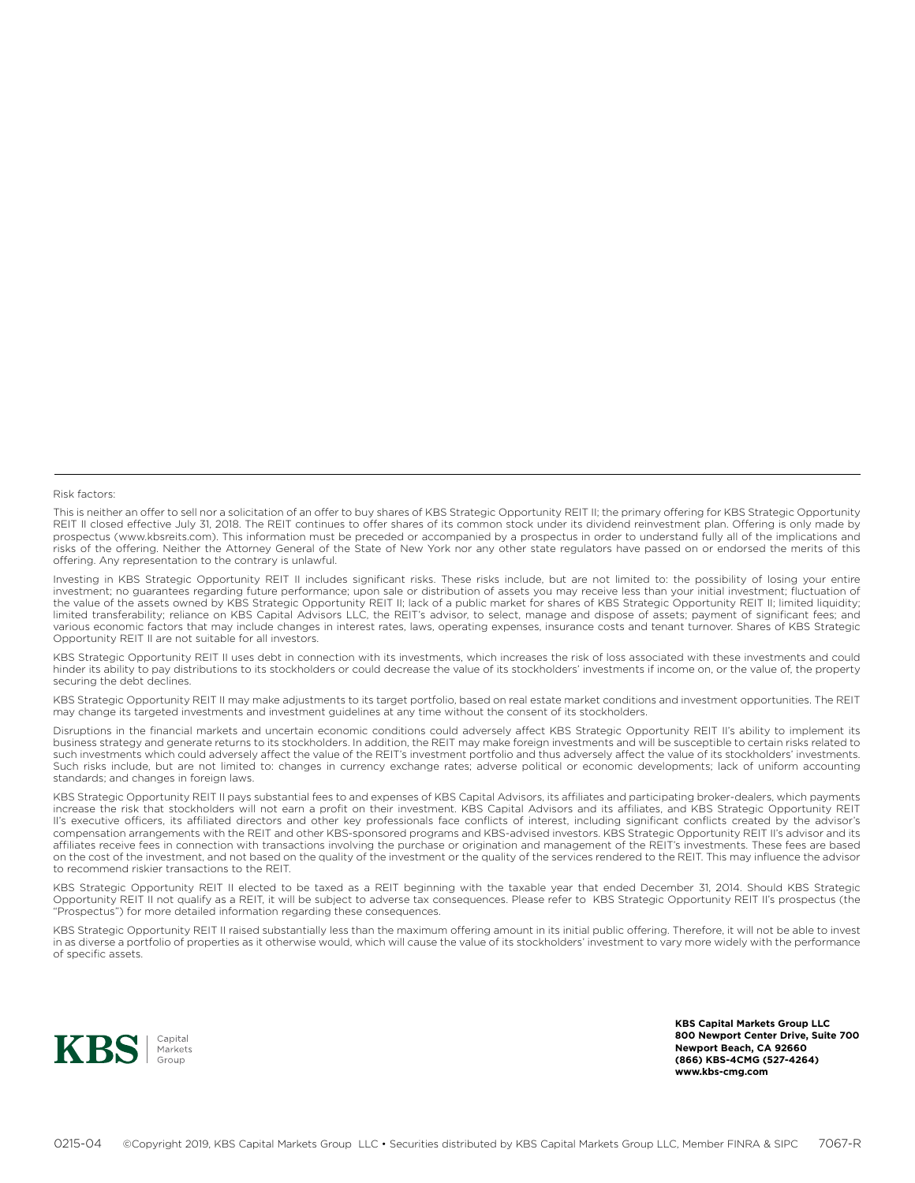Risk factors:

This is neither an offer to sell nor a solicitation of an offer to buy shares of KBS Strategic Opportunity REIT II; the primary offering for KBS Strategic Opportunity REIT II closed effective July 31, 2018. The REIT continues to offer shares of its common stock under its dividend reinvestment plan. Offering is only made by prospectus (www.kbsreits.com). This information must be preceded or accompanied by a prospectus in order to understand fully all of the implications and risks of the offering. Neither the Attorney General of the State of New York nor any other state regulators have passed on or endorsed the merits of this offering. Any representation to the contrary is unlawful.

Investing in KBS Strategic Opportunity REIT II includes significant risks. These risks include, but are not limited to: the possibility of losing your entire investment; no guarantees regarding future performance; upon sale or distribution of assets you may receive less than your initial investment; fluctuation of the value of the assets owned by KBS Strategic Opportunity REIT II; lack of a public market for shares of KBS Strategic Opportunity REIT II; limited liquidity; limited transferability; reliance on KBS Capital Advisors LLC, the REIT's advisor, to select, manage and dispose of assets; payment of significant fees; and various economic factors that may include changes in interest rates, laws, operating expenses, insurance costs and tenant turnover. Shares of KBS Strategic Opportunity REIT II are not suitable for all investors.

KBS Strategic Opportunity REIT II uses debt in connection with its investments, which increases the risk of loss associated with these investments and could hinder its ability to pay distributions to its stockholders or could decrease the value of its stockholders' investments if income on, or the value of, the property securing the debt declines.

KBS Strategic Opportunity REIT II may make adjustments to its target portfolio, based on real estate market conditions and investment opportunities. The REIT may change its targeted investments and investment guidelines at any time without the consent of its stockholders.

Disruptions in the financial markets and uncertain economic conditions could adversely affect KBS Strategic Opportunity REIT II's ability to implement its business strategy and generate returns to its stockholders. In addition, the REIT may make foreign investments and will be susceptible to certain risks related to such investments which could adversely affect the value of the REIT's investment portfolio and thus adversely affect the value of its stockholders' investments. Such risks include, but are not limited to: changes in currency exchange rates; adverse political or economic developments; lack of uniform accounting standards; and changes in foreign laws.

KBS Strategic Opportunity REIT II pays substantial fees to and expenses of KBS Capital Advisors, its affiliates and participating broker-dealers, which payments increase the risk that stockholders will not earn a profit on their investment. KBS Capital Advisors and its affiliates, and KBS Strategic Opportunity REIT II's executive officers, its affiliated directors and other key professionals face conflicts of interest, including significant conflicts created by the advisor's compensation arrangements with the REIT and other KBS-sponsored programs and KBS-advised investors. KBS Strategic Opportunity REIT II's advisor and its affiliates receive fees in connection with transactions involving the purchase or origination and management of the REIT's investments. These fees are based on the cost of the investment, and not based on the quality of the investment or the quality of the services rendered to the REIT. This may influence the advisor to recommend riskier transactions to the REIT.

KBS Strategic Opportunity REIT II elected to be taxed as a REIT beginning with the taxable year that ended December 31, 2014. Should KBS Strategic Opportunity REIT II not qualify as a REIT, it will be subject to adverse tax consequences. Please refer to KBS Strategic Opportunity REIT II's prospectus (the "Prospectus") for more detailed information regarding these consequences.

KBS Strategic Opportunity REIT II raised substantially less than the maximum offering amount in its initial public offering. Therefore, it will not be able to invest in as diverse a portfolio of properties as it otherwise would, which will cause the value of its stockholders' investment to vary more widely with the performance of specific assets.

KBS | Capital Markets Group

**KBS Capital Markets Group LLC**
**800 Newport Center Drive, Suite 700**
**Newport Beach, CA 92660**
**(866) KBS-4CMG (527-4264)**
**www.kbs-cmg.com**

0215-04 ©Copyright 2019, KBS Capital Markets Group LLC • Securities distributed by KBS Capital Markets Group LLC, Member FINRA & SIPC 7067-R